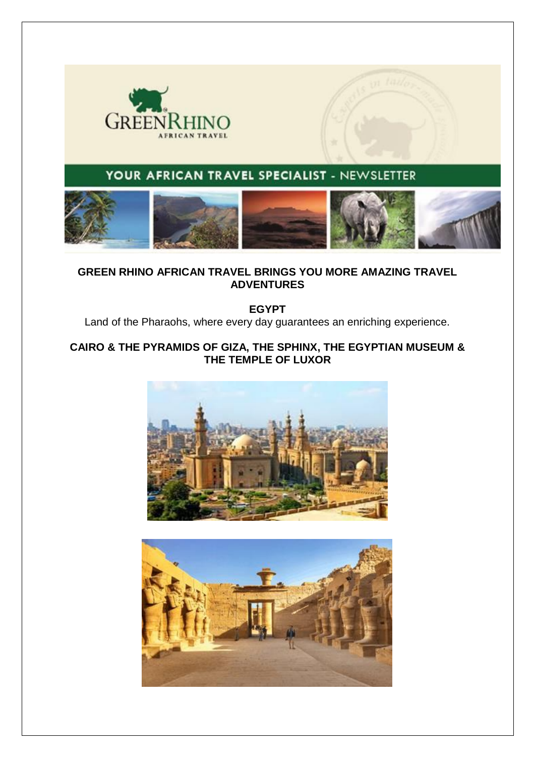**GREEN RHINO AFRICAN TRAVEL BRINGS YOU MORE AMAZING TRAVEL ADVENTURES**

**EGYPT**

Land of the Pharaohs, where every day guarantees an enriching experience.

**CAIRO & THE PYRAMIDS OF GIZA, THE SPHINX, THE EGYPTIAN MUSEUM & THE TEMPLE OF LUXOR**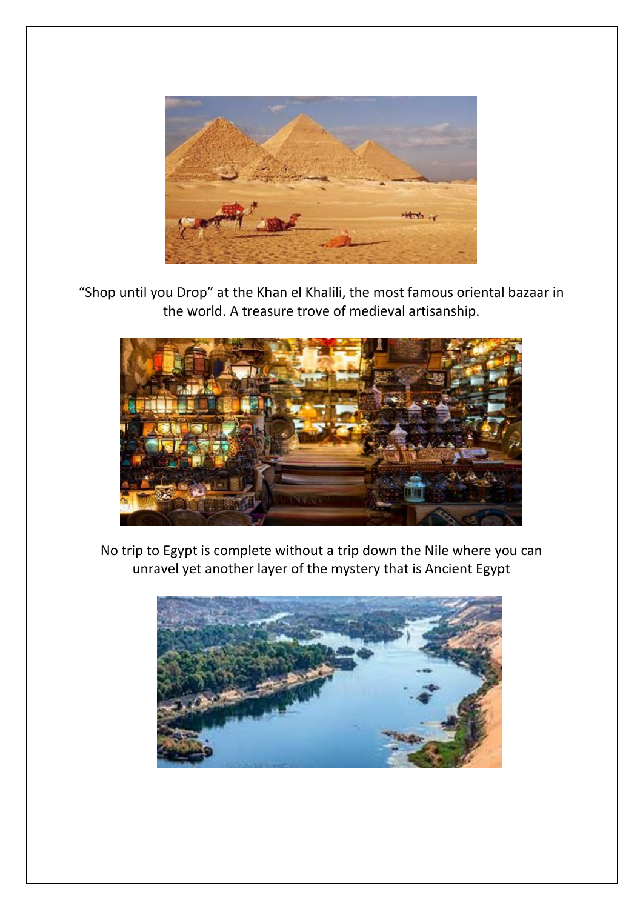“Shop until you Drop” at the Khan el Khalili, the most famous oriental bazaar in the world. A treasure trove of medieval artisanship.

No trip to Egypt is complete without a trip down the Nile where you can unravel yet another layer of the mystery that is Ancient Egypt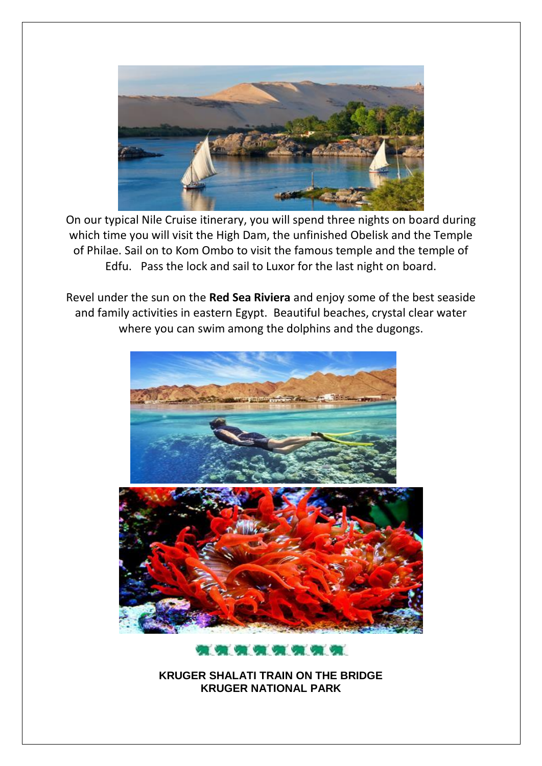On our typical Nile Cruise itinerary, you will spend three nights on board during which time you will visit the High Dam, the unfinished Obelisk and the Temple of Philae. Sail on to Kom Ombo to visit the famous temple and the temple of Edfu. Pass the lock and sail to Luxor for the last night on board.

Revel under the sun on the **Red Sea Riviera** and enjoy some of the best seaside and family activities in eastern Egypt. Beautiful beaches, crystal clear water where you can swim among the dolphins and the dugongs.

**KRUGER SHALATI TRAIN ON THE BRIDGE**
**KRUGER NATIONAL PARK**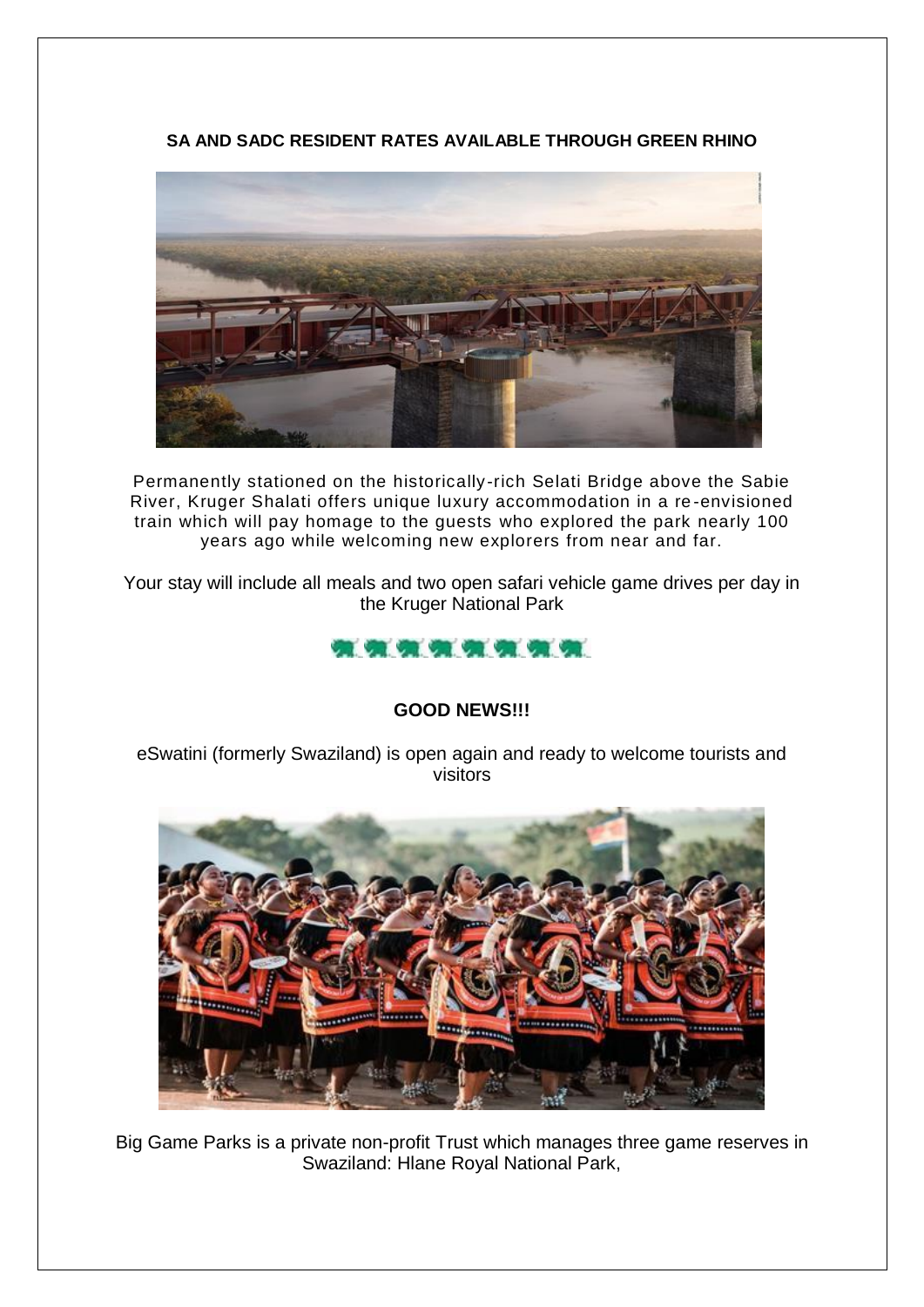**SA AND SADC RESIDENT RATES AVAILABLE THROUGH GREEN RHINO**

Permanently stationed on the historically-rich Selati Bridge above the Sabie River, Kruger Shalati offers unique luxury accommodation in a re-envisioned train which will pay homage to the guests who explored the park nearly 100 years ago while welcoming new explorers from near and far.

Your stay will include all meals and two open safari vehicle game drives per day in the Kruger National Park

**GOOD NEWS!!!**

eSwatini (formerly Swaziland) is open again and ready to welcome tourists and visitors

Big Game Parks is a private non-profit Trust which manages three game reserves in Swaziland: Hlane Royal National Park,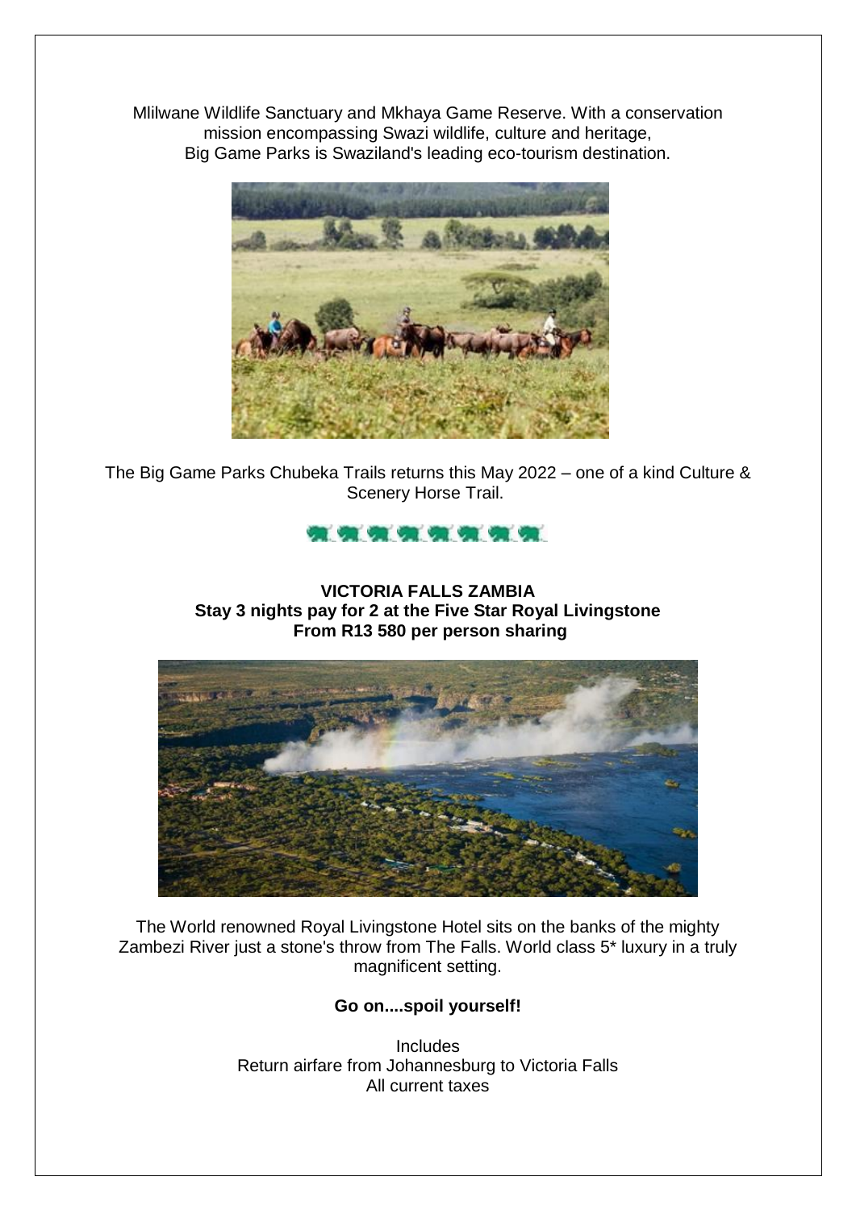Mlilwane Wildlife Sanctuary and Mkhaya Game Reserve. With a conservation mission encompassing Swazi wildlife, culture and heritage, Big Game Parks is Swaziland's leading eco-tourism destination.

The Big Game Parks Chubeka Trails returns this May 2022 – one of a kind Culture & Scenery Horse Trail.

**VICTORIA FALLS ZAMBIA**
**Stay 3 nights pay for 2 at the Five Star Royal Livingstone**
**From R13 580 per person sharing**

The World renowned Royal Livingstone Hotel sits on the banks of the mighty Zambezi River just a stone's throw from The Falls. World class 5* luxury in a truly magnificent setting.

**Go on....spoil yourself!**

Includes
Return airfare from Johannesburg to Victoria Falls
All current taxes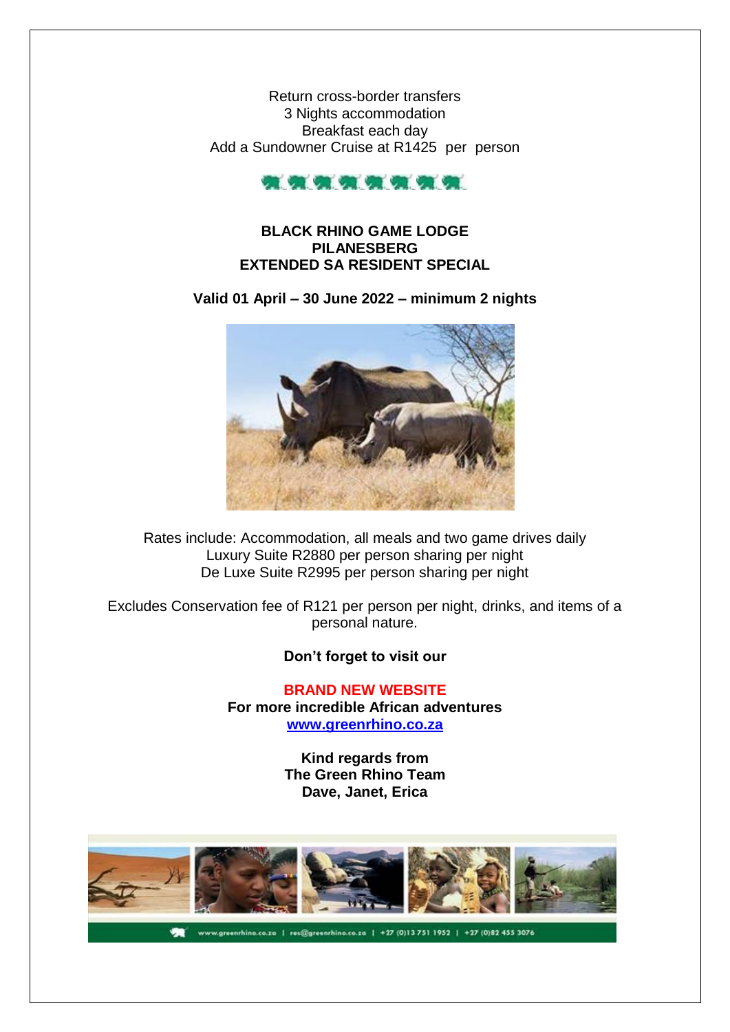Return cross-border transfers
3 Nights accommodation
Breakfast each day
Add a Sundowner Cruise at R1425 per person

**BLACK RHINO GAME LODGE**
**PILANESBERG**
**EXTENDED SA RESIDENT SPECIAL**

**Valid 01 April – 30 June 2022 – minimum 2 nights**

Rates include: Accommodation, all meals and two game drives daily
Luxury Suite R2880 per person sharing per night
De Luxe Suite R2995 per person sharing per night

Excludes Conservation fee of R121 per person per night, drinks, and items of a personal nature.

**Don't forget to visit our**

**BRAND NEW WEBSITE**
**For more incredible African adventures**
**www.greenrhino.co.za**

**Kind regards from**
**The Green Rhino Team**
**Dave, Janet, Erica**

www.greenrhino.co.za | res@greenrhino.co.za | +27 (0)13 751 1952 | +27 (0)82 455 3076